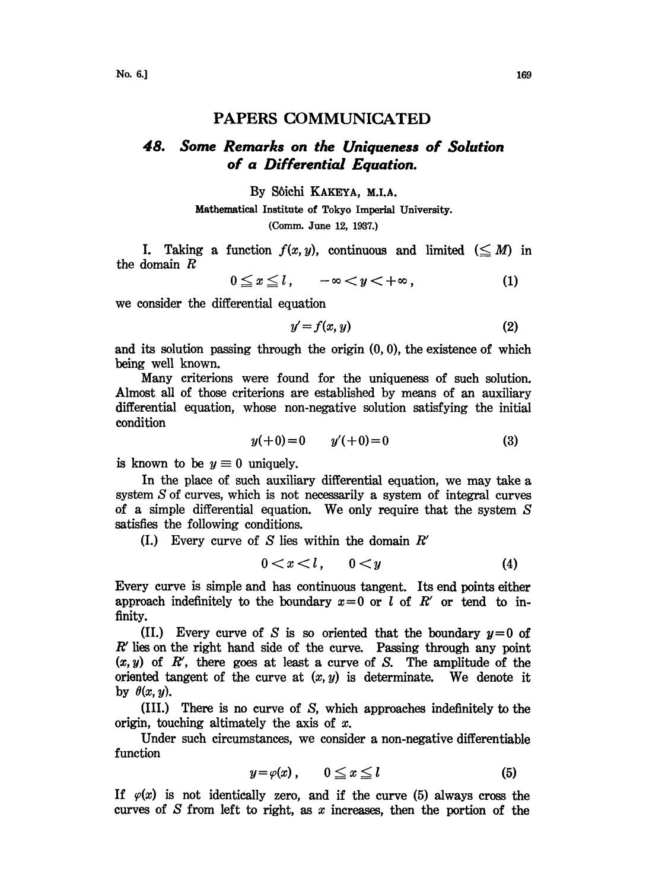# PAPERS COMMUNICATED

## 48. *Some Remarks on the Uniqueness of Solution of a Differential Equation.*

By Sôichi KAKEYA, M.I.A.

Mathematical Institute of Tokyo Imperial University.

(Comm. June 12, 1937.)

I. Taking a function $f(x, y)$, continuous and limited ($\leqq M$) in the domain $R$

$$0 \leqq x \leqq l, \qquad -\infty < y < +\infty, \tag{1}$$

we consider the differential equation

$$y' = f(x, y) \tag{2}$$

and its solution passing through the origin $(0, 0)$, the existence of which being well known.

Many criterions were found for the uniqueness of such solution. Almost all of those criterions are established by means of an auxiliary differential equation, whose non-negative solution satisfying the initial condition

$$y(+0) = 0 \qquad y'(+0) = 0 \tag{3}$$

is known to be $y \equiv 0$ uniquely.

In the place of such auxiliary differential equation, we may take a system $S$ of curves, which is not necessarily a system of integral curves of a simple differential equation. We only require that the system $S$ satisfies the following conditions.

(I.) Every curve of $S$ lies within the domain $R'$

$$0 < x < l, \qquad 0 < y \tag{4}$$

Every curve is simple and has continuous tangent. Its end points either approach indefinitely to the boundary $x = 0$ or $l$ of $R'$ or tend to infinity.

(II.) Every curve of $S$ is so oriented that the boundary $y = 0$ of $R'$ lies on the right hand side of the curve. Passing through any point $(x, y)$ of $R'$, there goes at least a curve of $S$. The amplitude of the oriented tangent of the curve at $(x, y)$ is determinate. We denote it by $\theta(x, y)$.

(III.) There is no curve of $S$, which approaches indefinitely to the origin, touching altimately the axis of $x$.

Under such circumstances, we consider a non-negative differentiable function

$$y = \varphi(x), \qquad 0 \leqq x \leqq l \tag{5}$$

If $\varphi(x)$ is not identically zero, and if the curve (5) always cross the curves of $S$ from left to right, as $x$ increases, then the portion of the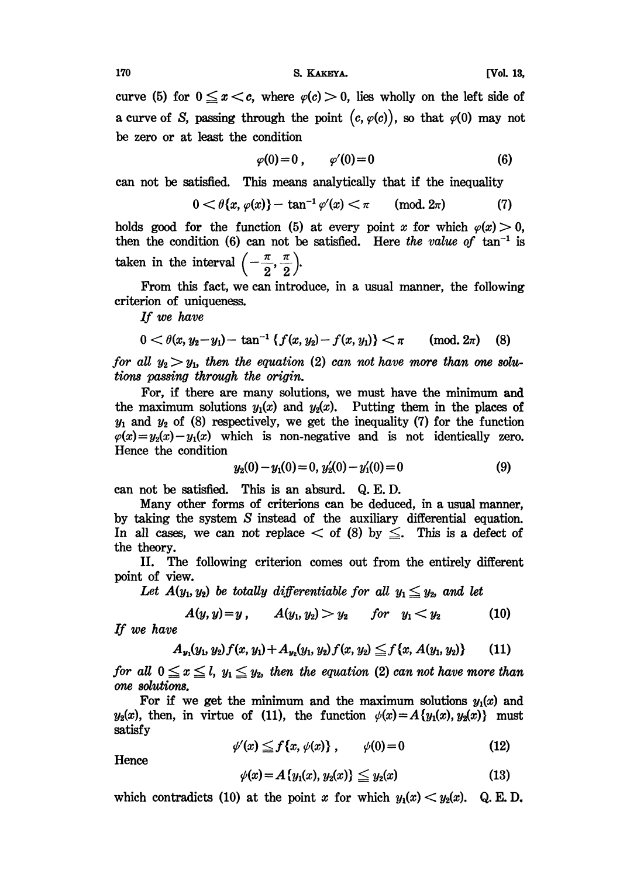curve (5) for $0 \leqq x < c$, where $\varphi(c) > 0$, lies wholly on the left side of a curve of $S$, passing through the point $(c, \varphi(c))$, so that $\varphi(0)$ may not be zero or at least the condition

$$\varphi(0)=0\,, \qquad \varphi'(0)=0 \tag{6}$$

can not be satisfied. This means analytically that if the inequality

$$0 < \theta\{x, \varphi(x)\} - \tan^{-1}\varphi'(x) < \pi \qquad (\text{mod. } 2\pi) \tag{7}$$

holds good for the function (5) at every point $x$ for which $\varphi(x) > 0$, then the condition (6) can not be satisfied. Here *the value of* $\tan^{-1}$ is taken in the interval $\left(-\frac{\pi}{2}, \frac{\pi}{2}\right)$.

From this fact, we can introduce, in a usual manner, the following criterion of uniqueness.

*If we have*

$$0 < \theta(x, y_2-y_1) - \tan^{-1}\{f(x, y_2) - f(x, y_1)\} < \pi \qquad (\text{mod. } 2\pi) \tag{8}$$

*for all* $y_2 > y_1$, *then the equation* (2) *can not have more than one solutions passing through the origin.*

For, if there are many solutions, we must have the minimum and the maximum solutions $y_1(x)$ and $y_2(x)$. Putting them in the places of $y_1$ and $y_2$ of (8) respectively, we get the inequality (7) for the function $\varphi(x) = y_2(x) - y_1(x)$ which is non-negative and is not identically zero. Hence the condition

$$y_2(0) - y_1(0) = 0,\ y_2'(0) - y_1'(0) = 0 \tag{9}$$

can not be satisfied. This is an absurd. Q. E. D.

Many other forms of criterions can be deduced, in a usual manner, by taking the system $S$ instead of the auxiliary differential equation. In all cases, we can not replace $<$ of (8) by $\leqq$. This is a defect of the theory.

II. The following criterion comes out from the entirely different point of view.

*Let* $A(y_1, y_2)$ *be totally differentiable for all* $y_1 \leqq y_2$, *and let*

$$A(y, y) = y\,, \qquad A(y_1, y_2) > y_2 \qquad \text{for} \quad y_1 < y_2 \tag{10}$$

*If we have*

$$A_{y_1}(y_1, y_2) f(x, y_1) + A_{y_2}(y_1, y_2) f(x, y_2) \leqq f\{x, A(y_1, y_2)\} \tag{11}$$

*for all* $0 \leqq x \leqq l$, $y_1 \leqq y_2$, *then the equation* (2) *can not have more than one solutions.*

For if we get the minimum and the maximum solutions $y_1(x)$ and $y_2(x)$, then, in virtue of (11), the function $\psi(x) = A\{y_1(x), y_2(x)\}$ must satisfy

$$\psi'(x) \leqq f\{x, \psi(x)\}\,, \qquad \psi(0) = 0 \tag{12}$$

Hence

$$\psi(x) = A\{y_1(x), y_2(x)\} \leqq y_2(x) \tag{13}$$

which contradicts (10) at the point $x$ for which $y_1(x) < y_2(x)$. Q. E. D.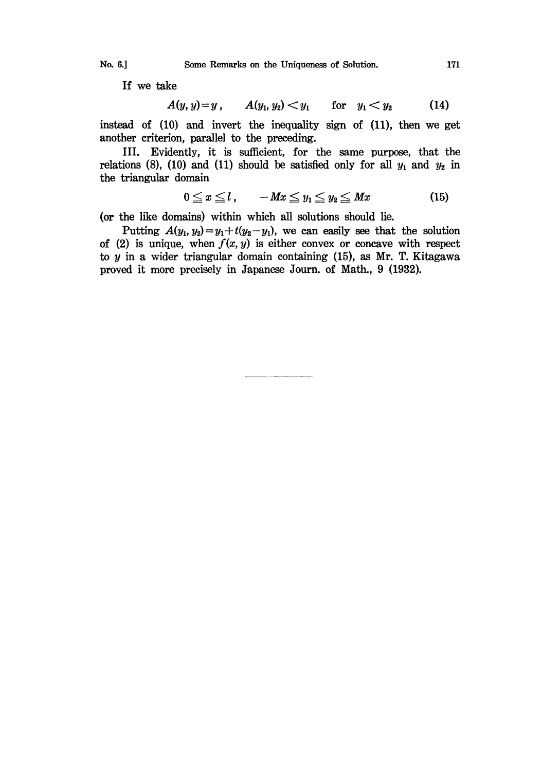If we take

$$A(y, y) = y, \qquad A(y_1, y_2) < y_1 \qquad \text{for} \quad y_1 < y_2 \tag{14}$$

instead of (10) and invert the inequality sign of (11), then we get another criterion, parallel to the preceding.

III. Evidently, it is sufficient, for the same purpose, that the relations (8), (10) and (11) should be satisfied only for all $y_1$ and $y_2$ in the triangular domain

$$0 \leqq x \leqq l, \qquad -Mx \leqq y_1 \leqq y_2 \leqq Mx \tag{15}$$

(or the like domains) within which all solutions should lie.

Putting $A(y_1, y_2) = y_1 + t(y_2 - y_1)$, we can easily see that the solution of (2) is unique, when $f(x, y)$ is either convex or concave with respect to $y$ in a wider triangular domain containing (15), as Mr. T. Kitagawa proved it more precisely in Japanese Journ. of Math., 9 (1932).